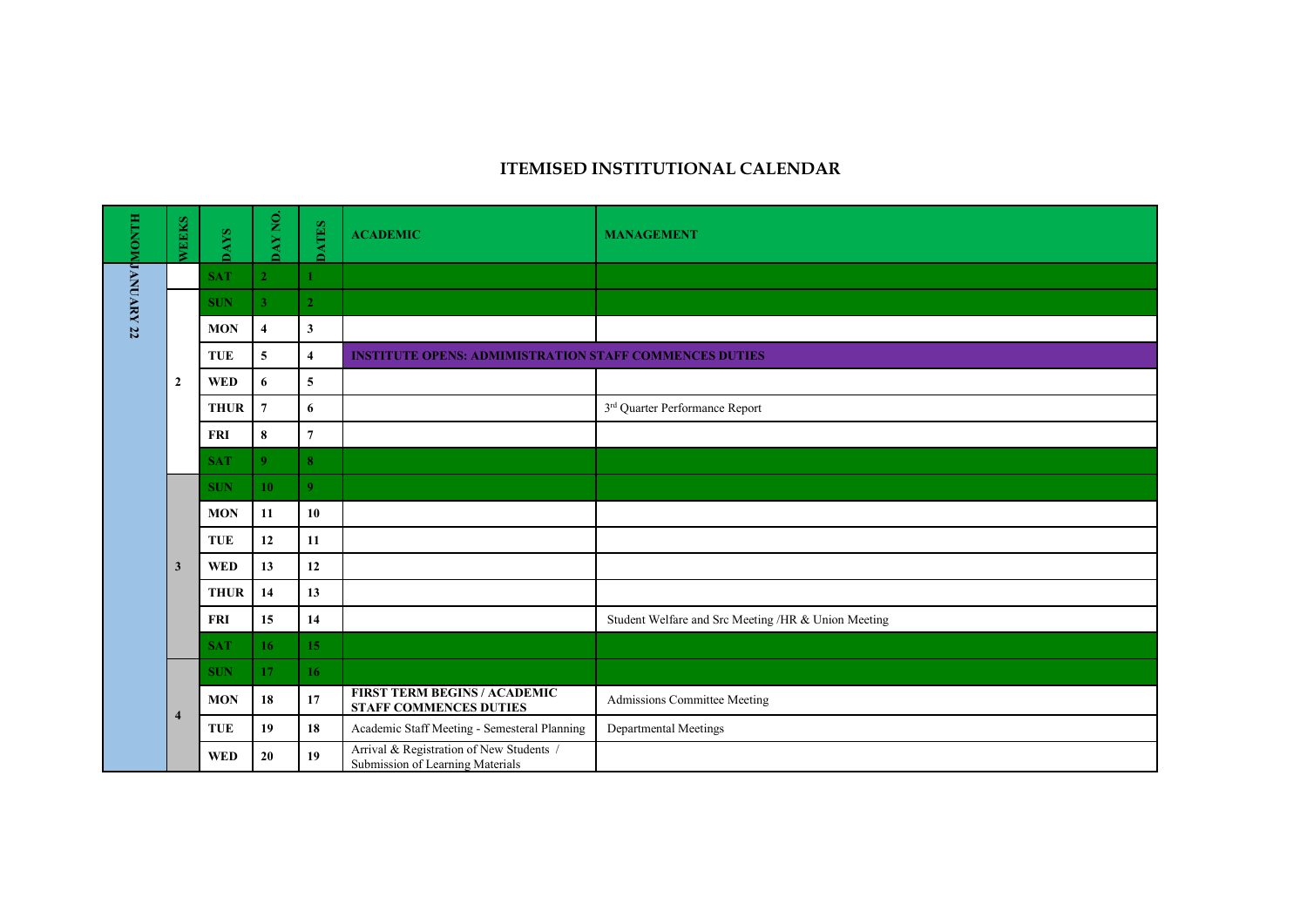# ITEMISED INSTITUTIONAL CALENDAR

| MONTH | WEEKS | DAYS | DAY NO. | DATES | ACADEMIC | MANAGEMENT |
|---|---|---|---|---|---|---|
| JANUARY 22 | | SAT | 2 | 1 | | |
| | 2 | SUN | 3 | 2 | | |
| | | MON | 4 | 3 | | |
| | | TUE | 5 | 4 | INSTITUTE OPENS: ADMIMISTRATION STAFF COMMENCES DUTIES | |
| | | WED | 6 | 5 | | |
| | | THUR | 7 | 6 | | 3rd Quarter Performance Report |
| | | FRI | 8 | 7 | | |
| | | SAT | 9 | 8 | | |
| | 3 | SUN | 10 | 9 | | |
| | | MON | 11 | 10 | | |
| | | TUE | 12 | 11 | | |
| | | WED | 13 | 12 | | |
| | | THUR | 14 | 13 | | |
| | | FRI | 15 | 14 | | Student Welfare and Src Meeting /HR & Union Meeting |
| | | SAT | 16 | 15 | | |
| | 4 | SUN | 17 | 16 | | |
| | | MON | 18 | 17 | FIRST TERM BEGINS / ACADEMIC STAFF COMMENCES DUTIES | Admissions Committee Meeting |
| | | TUE | 19 | 18 | Academic Staff Meeting - Semesteral Planning | Departmental Meetings |
| | | WED | 20 | 19 | Arrival & Registration of New Students / Submission of Learning Materials | |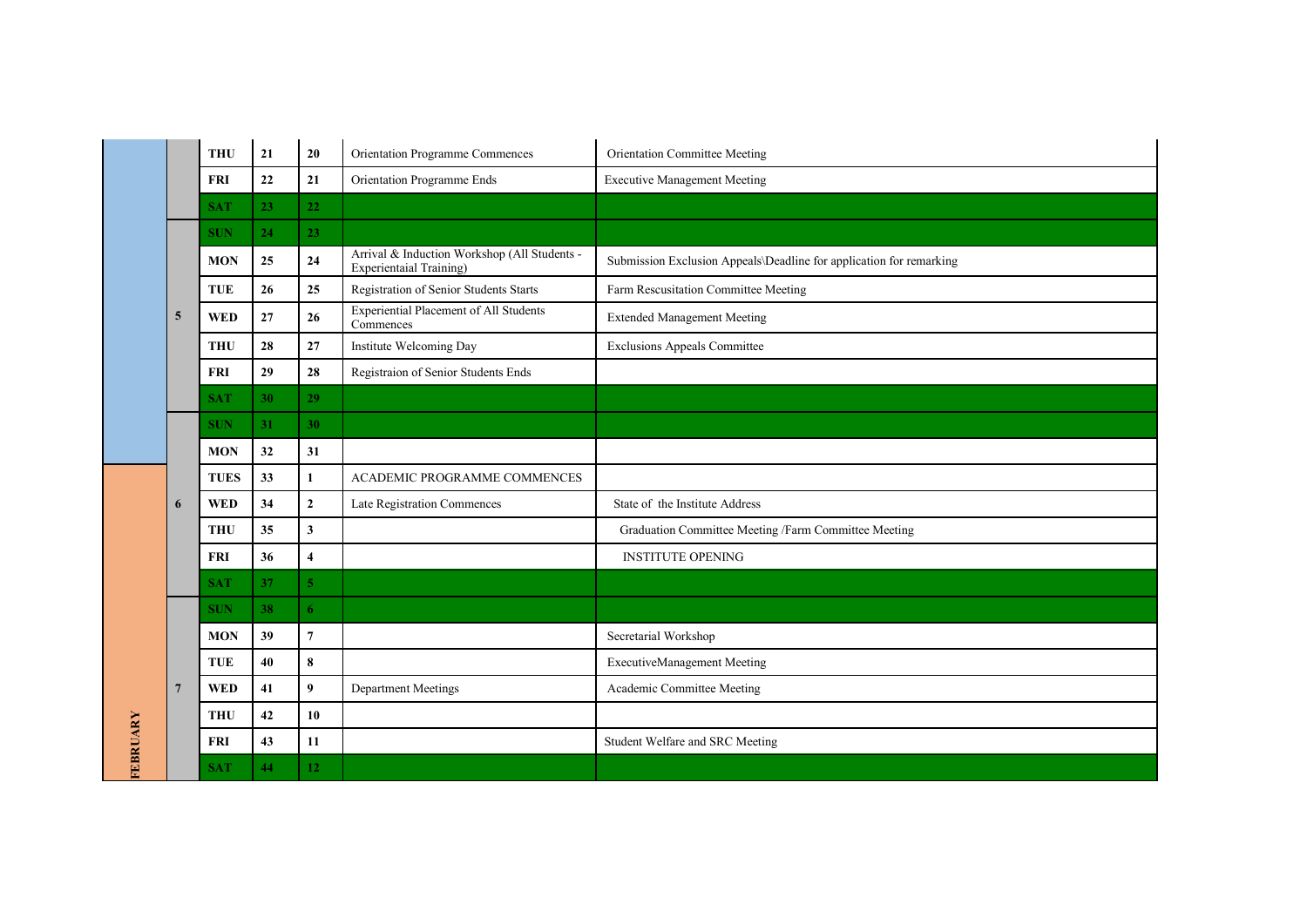| Month | Week | Day | Day No. | Date | Activity | Meeting |
|---|---|---|---|---|---|---|
| | | THU | 21 | 20 | Orientation Programme Commences | Orientation Committee Meeting |
| | | FRI | 22 | 21 | Orientation Programme Ends | Executive Management Meeting |
| | | SAT | 23 | 22 | | |
| | 5 | SUN | 24 | 23 | | |
| | | MON | 25 | 24 | Arrival & Induction Workshop (All Students - Experientaial Training) | Submission Exclusion Appeals\Deadline for application for remarking |
| | | TUE | 26 | 25 | Registration of Senior Students Starts | Farm Rescusitation Committee Meeting |
| | | WED | 27 | 26 | Experiential Placement of All Students Commences | Extended Management Meeting |
| | | THU | 28 | 27 | Institute Welcoming Day | Exclusions Appeals Committee |
| | | FRI | 29 | 28 | Registraion of Senior Students Ends | |
| | | SAT | 30 | 29 | | |
| | 6 | SUN | 31 | 30 | | |
| | | MON | 32 | 31 | | |
| FEBRUARY | | TUES | 33 | 1 | ACADEMIC PROGRAMME COMMENCES | |
| | | WED | 34 | 2 | Late Registration Commences | State of the Institute Address |
| | | THU | 35 | 3 | | Graduation Committee Meeting /Farm Committee Meeting |
| | | FRI | 36 | 4 | | INSTITUTE OPENING |
| | | SAT | 37 | 5 | | |
| | 7 | SUN | 38 | 6 | | |
| | | MON | 39 | 7 | | Secretarial Workshop |
| | | TUE | 40 | 8 | | ExecutiveManagement Meeting |
| | | WED | 41 | 9 | Department Meetings | Academic Committee Meeting |
| | | THU | 42 | 10 | | |
| | | FRI | 43 | 11 | | Student Welfare and SRC Meeting |
| | | SAT | 44 | 12 | | |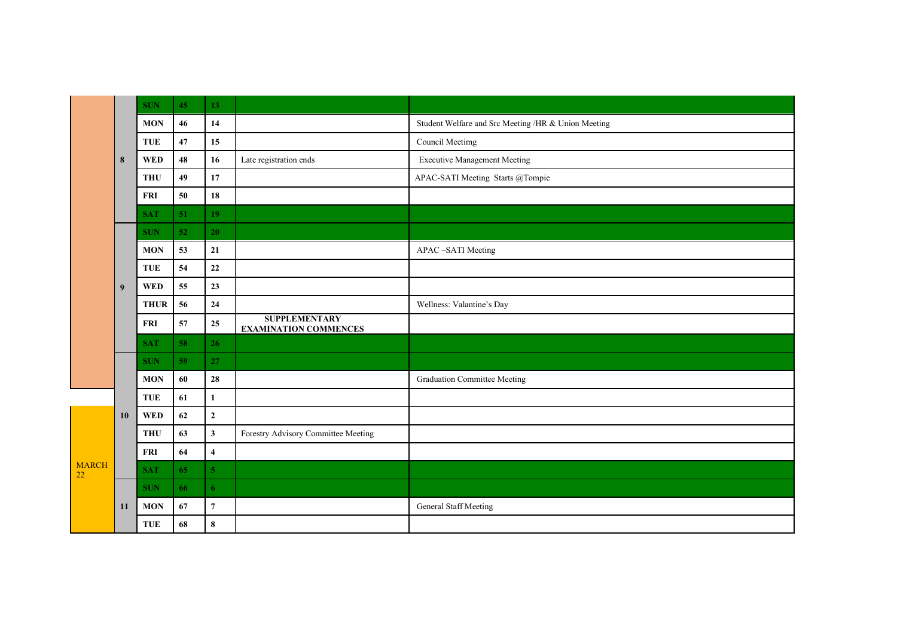| Month | Week | Day | Day No. | Date | Academic | Other Activities |
|---|---|---|---|---|---|---|
| | 8 | SUN | 45 | 13 | | |
| | | MON | 46 | 14 | | Student Welfare and Src Meeting /HR & Union Meeting |
| | | TUE | 47 | 15 | | Council Meetimg |
| | | WED | 48 | 16 | Late registration ends | Executive Management Meeting |
| | | THU | 49 | 17 | | APAC-SATI Meeting Starts @Tompie |
| | | FRI | 50 | 18 | | |
| | | SAT | 51 | 19 | | |
| | 9 | SUN | 52 | 20 | | |
| | | MON | 53 | 21 | | APAC –SATI Meeting |
| | | TUE | 54 | 22 | | |
| | | WED | 55 | 23 | | |
| | | THUR | 56 | 24 | | Wellness: Valantine's Day |
| | | FRI | 57 | 25 | **SUPPLEMENTARY EXAMINATION COMMENCES** | |
| | | SAT | 58 | 26 | | |
| | 10 | SUN | 59 | 27 | | |
| | | MON | 60 | 28 | | Graduation Committee Meeting |
| MARCH 22 | | TUE | 61 | 1 | | |
| | | WED | 62 | 2 | | |
| | | THU | 63 | 3 | Forestry Advisory Committee Meeting | |
| | | FRI | 64 | 4 | | |
| | | SAT | 65 | 5 | | |
| | 11 | SUN | 66 | 6 | | |
| | | MON | 67 | 7 | | General Staff Meeting |
| | | TUE | 68 | 8 | | |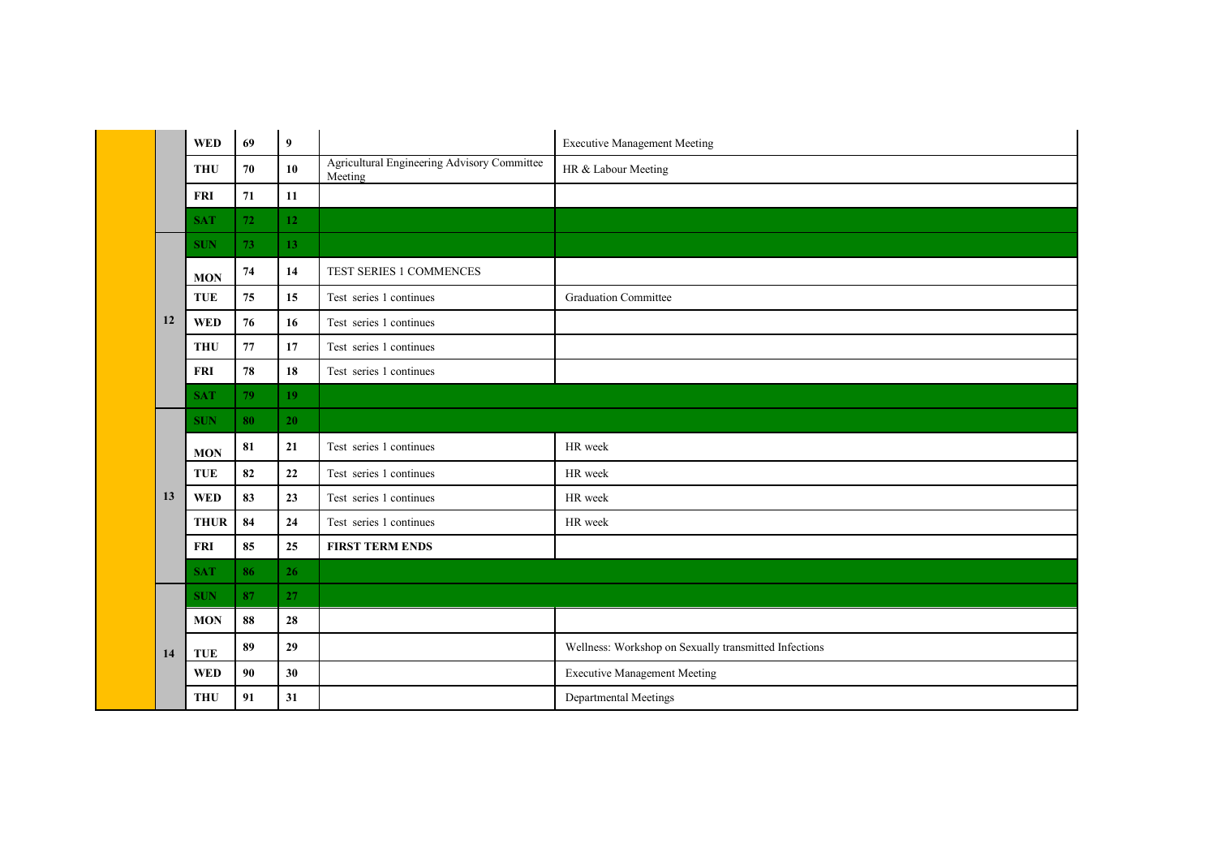| | | | | | |
|---|---|---|---|---|---|
| | **WED** | **69** | **9** | | Executive Management Meeting |
| | **THU** | **70** | **10** | Agricultural Engineering Advisory Committee Meeting | HR & Labour Meeting |
| | **FRI** | **71** | **11** | | |
| | **SAT** | **72** | **12** | | |
| **12** | **SUN** | **73** | **13** | | |
| | **MON** | **74** | **14** | TEST SERIES 1 COMMENCES | |
| | **TUE** | **75** | **15** | Test series 1 continues | Graduation Committee |
| | **WED** | **76** | **16** | Test series 1 continues | |
| | **THU** | **77** | **17** | Test series 1 continues | |
| | **FRI** | **78** | **18** | Test series 1 continues | |
| | **SAT** | **79** | **19** | | |
| **13** | **SUN** | **80** | **20** | | |
| | **MON** | **81** | **21** | Test series 1 continues | HR week |
| | **TUE** | **82** | **22** | Test series 1 continues | HR week |
| | **WED** | **83** | **23** | Test series 1 continues | HR week |
| | **THUR** | **84** | **24** | Test series 1 continues | HR week |
| | **FRI** | **85** | **25** | **FIRST TERM ENDS** | |
| | **SAT** | **86** | **26** | | |
| **14** | **SUN** | **87** | **27** | | |
| | **MON** | **88** | **28** | | |
| | **TUE** | **89** | **29** | | Wellness: Workshop on Sexually transmitted Infections |
| | **WED** | **90** | **30** | | Executive Management Meeting |
| | **THU** | **91** | **31** | | Departmental Meetings |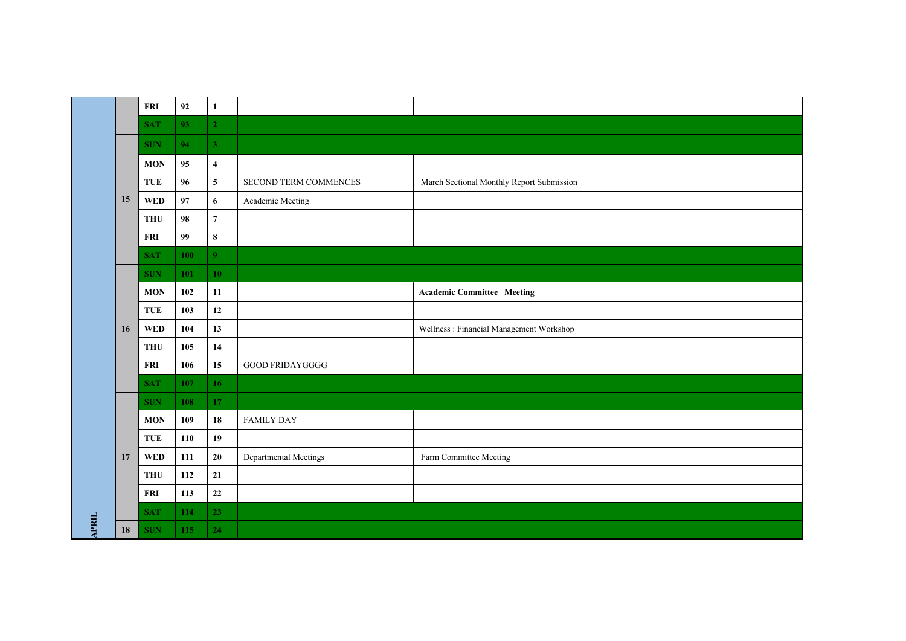| Month | Week | Day | Day of Year | Date | Event | Event |
|---|---|---|---|---|---|---|
| APRIL | | FRI | 92 | 1 | | |
| | | SAT | 93 | 2 | | |
| | 15 | SUN | 94 | 3 | | |
| | | MON | 95 | 4 | | |
| | | TUE | 96 | 5 | SECOND TERM COMMENCES | March Sectional Monthly Report Submission |
| | | WED | 97 | 6 | Academic Meeting | |
| | | THU | 98 | 7 | | |
| | | FRI | 99 | 8 | | |
| | | SAT | 100 | 9 | | |
| | 16 | SUN | 101 | 10 | | |
| | | MON | 102 | 11 | | **Academic Committee Meeting** |
| | | TUE | 103 | 12 | | |
| | | WED | 104 | 13 | | Wellness : Financial Management Workshop |
| | | THU | 105 | 14 | | |
| | | FRI | 106 | 15 | GOOD FRIDAYGGGG | |
| | | SAT | 107 | 16 | | |
| | 17 | SUN | 108 | 17 | | |
| | | MON | 109 | 18 | FAMILY DAY | |
| | | TUE | 110 | 19 | | |
| | | WED | 111 | 20 | Departmental Meetings | Farm Committee Meeting |
| | | THU | 112 | 21 | | |
| | | FRI | 113 | 22 | | |
| | | SAT | 114 | 23 | | |
| | 18 | SUN | 115 | 24 | | |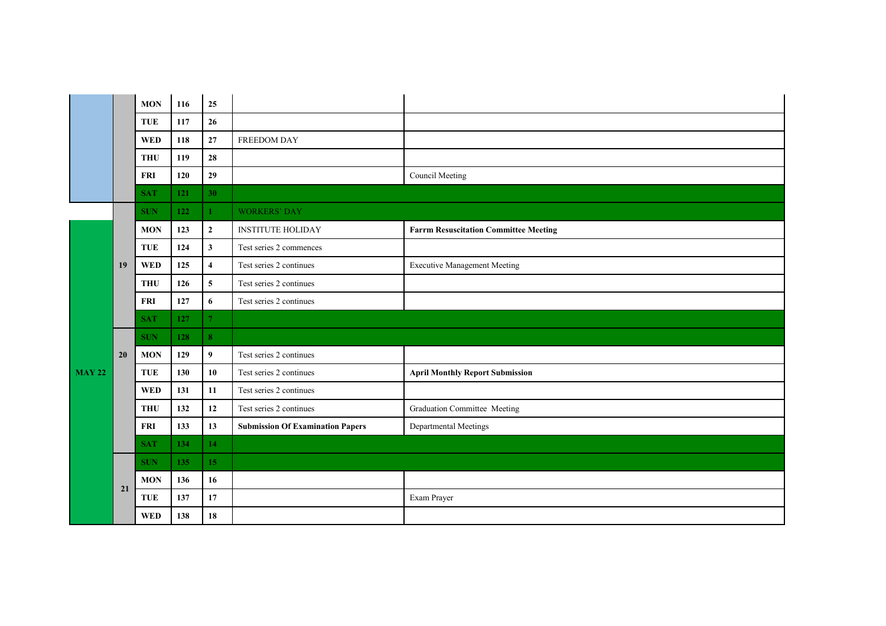| Month | Week | Day | Day No. | Date | Academic Activity | Other Activity |
|---|---|---|---|---|---|---|
| | | MON | 116 | 25 | | |
| | | TUE | 117 | 26 | | |
| | | WED | 118 | 27 | FREEDOM DAY | |
| | | THU | 119 | 28 | | |
| | | FRI | 120 | 29 | | Council Meeting |
| | | SAT | 121 | 30 | | |
| | 19 | SUN | 122 | 1 | WORKERS' DAY | |
| MAY 22 | 19 | MON | 123 | 2 | INSTITUTE HOLIDAY | **Farrm Resuscitation Committee Meeting** |
| MAY 22 | 19 | TUE | 124 | 3 | Test series 2 commences | |
| MAY 22 | 19 | WED | 125 | 4 | Test series 2 continues | Executive Management Meeting |
| MAY 22 | 19 | THU | 126 | 5 | Test series 2 continues | |
| MAY 22 | 19 | FRI | 127 | 6 | Test series 2 continues | |
| MAY 22 | 19 | SAT | 127 | 7 | | |
| MAY 22 | 20 | SUN | 128 | 8 | | |
| MAY 22 | 20 | MON | 129 | 9 | Test series 2 continues | |
| MAY 22 | 20 | TUE | 130 | 10 | Test series 2 continues | **April Monthly Report Submission** |
| MAY 22 | 20 | WED | 131 | 11 | Test series 2 continues | |
| MAY 22 | 20 | THU | 132 | 12 | Test series 2 continues | Graduation Committee Meeting |
| MAY 22 | 20 | FRI | 133 | 13 | **Submission Of Examination Papers** | Departmental Meetings |
| MAY 22 | 20 | SAT | 134 | 14 | | |
| MAY 22 | 21 | SUN | 135 | 15 | | |
| MAY 22 | 21 | MON | 136 | 16 | | |
| MAY 22 | 21 | TUE | 137 | 17 | | Exam Prayer |
| MAY 22 | 21 | WED | 138 | 18 | | |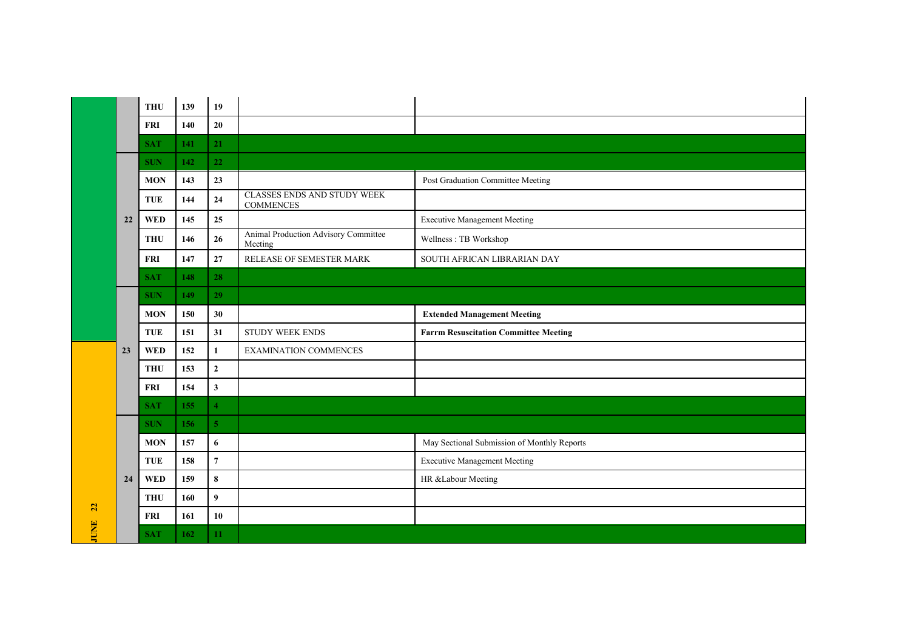| Month | Week | Day | Day No. | Date | Event | Event |
|---|---|---|---|---|---|---|
| | | THU | 139 | 19 | | |
| | | FRI | 140 | 20 | | |
| | | SAT | 141 | 21 | | |
| | 22 | SUN | 142 | 22 | | |
| | 22 | MON | 143 | 23 | | Post Graduation Committee Meeting |
| | 22 | TUE | 144 | 24 | CLASSES ENDS AND STUDY WEEK COMMENCES | |
| | 22 | WED | 145 | 25 | | Executive Management Meeting |
| | 22 | THU | 146 | 26 | Animal Production Advisory Committee Meeting | Wellness : TB Workshop |
| | 22 | FRI | 147 | 27 | RELEASE OF SEMESTER MARK | SOUTH AFRICAN LIBRARIAN DAY |
| | 22 | SAT | 148 | 28 | | |
| | 23 | SUN | 149 | 29 | | |
| | 23 | MON | 150 | 30 | | **Extended Management Meeting** |
| | 23 | TUE | 151 | 31 | STUDY WEEK ENDS | **Farrm Resuscitation Committee Meeting** |
| JUNE 22 | 23 | WED | 152 | 1 | EXAMINATION COMMENCES | |
| JUNE 22 | 23 | THU | 153 | 2 | | |
| JUNE 22 | 23 | FRI | 154 | 3 | | |
| JUNE 22 | 23 | SAT | 155 | 4 | | |
| JUNE 22 | 24 | SUN | 156 | 5 | | |
| JUNE 22 | 24 | MON | 157 | 6 | | May Sectional Submission of Monthly Reports |
| JUNE 22 | 24 | TUE | 158 | 7 | | Executive Management Meeting |
| JUNE 22 | 24 | WED | 159 | 8 | | HR &Labour Meeting |
| JUNE 22 | 24 | THU | 160 | 9 | | |
| JUNE 22 | 24 | FRI | 161 | 10 | | |
| JUNE 22 | 24 | SAT | 162 | 11 | | |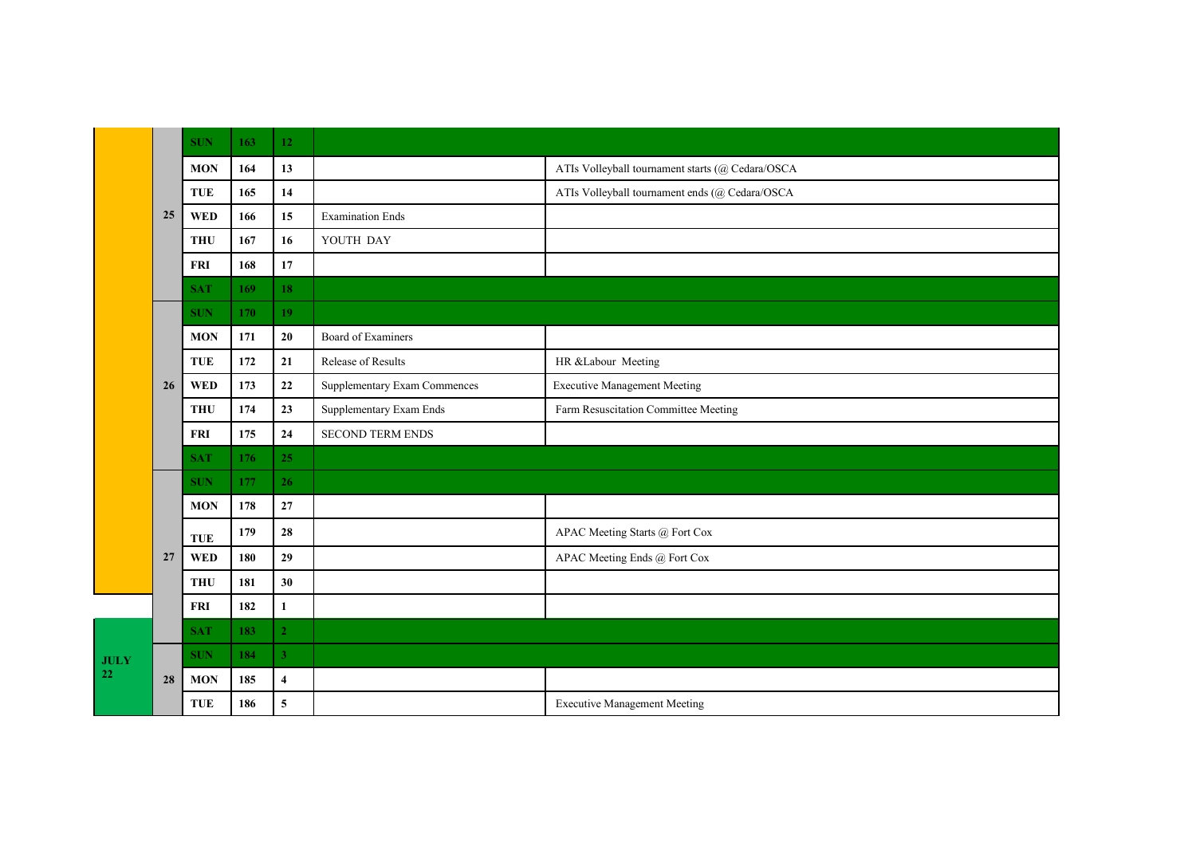| | | | | | | |
|---|---|---|---|---|---|---|
| | | SUN | 163 | 12 | | |
| | | MON | 164 | 13 | | ATIs Volleyball tournament starts (@ Cedara/OSCA |
| | | TUE | 165 | 14 | | ATIs Volleyball tournament ends (@ Cedara/OSCA |
| | 25 | WED | 166 | 15 | Examination Ends | |
| | | THU | 167 | 16 | YOUTH DAY | |
| | | FRI | 168 | 17 | | |
| | | SAT | 169 | 18 | | |
| | | SUN | 170 | 19 | | |
| | | MON | 171 | 20 | Board of Examiners | |
| | | TUE | 172 | 21 | Release of Results | HR &Labour Meeting |
| | 26 | WED | 173 | 22 | Supplementary Exam Commences | Executive Management Meeting |
| | | THU | 174 | 23 | Supplementary Exam Ends | Farm Resuscitation Committee Meeting |
| | | FRI | 175 | 24 | SECOND TERM ENDS | |
| | | SAT | 176 | 25 | | |
| | | SUN | 177 | 26 | | |
| | | MON | 178 | 27 | | |
| | | TUE | 179 | 28 | | APAC Meeting Starts @ Fort Cox |
| | 27 | WED | 180 | 29 | | APAC Meeting Ends @ Fort Cox |
| | | THU | 181 | 30 | | |
| | | FRI | 182 | 1 | | |
| | | SAT | 183 | 2 | | |
| JULY 22 | | SUN | 184 | 3 | | |
| | 28 | MON | 185 | 4 | | |
| | | TUE | 186 | 5 | | Executive Management Meeting |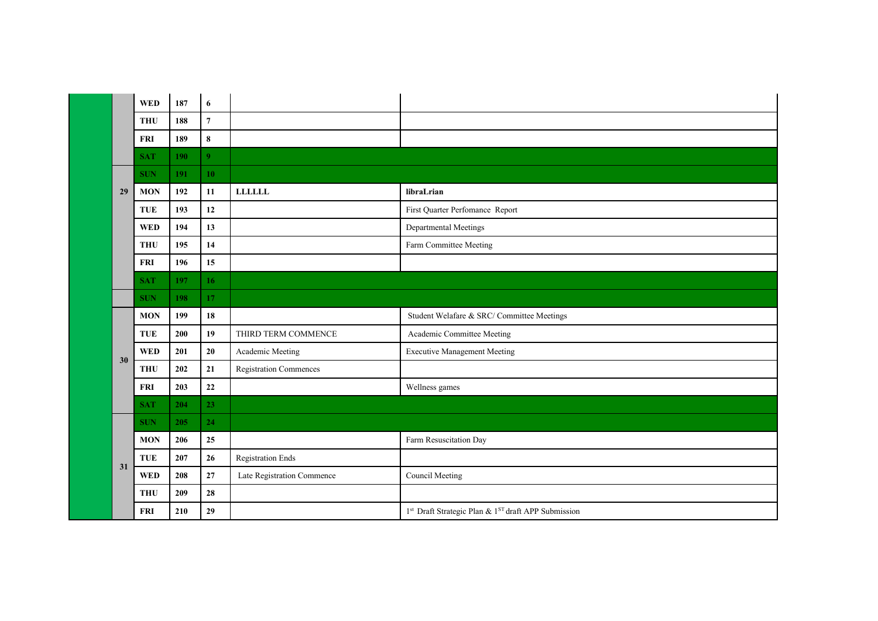| | | | | | |
|---|---|---|---|---|---|
| | **WED** | **187** | **6** | | |
| | **THU** | **188** | **7** | | |
| | **FRI** | **189** | **8** | | |
| | **SAT** | **190** | **9** | | |
| | **SUN** | **191** | **10** | | |
| **29** | **MON** | **192** | **11** | **LLLLLL** | **libraLrian** |
| | **TUE** | **193** | **12** | | First Quarter Perfomance Report |
| | **WED** | **194** | **13** | | Departmental Meetings |
| | **THU** | **195** | **14** | | Farm Committee Meeting |
| | **FRI** | **196** | **15** | | |
| | **SAT** | **197** | **16** | | |
| | **SUN** | **198** | **17** | | |
| **30** | **MON** | **199** | **18** | | Student Welafare & SRC/ Committee Meetings |
| | **TUE** | **200** | **19** | THIRD TERM COMMENCE | Academic Committee Meeting |
| | **WED** | **201** | **20** | Academic Meeting | Executive Management Meeting |
| | **THU** | **202** | **21** | Registration Commences | |
| | **FRI** | **203** | **22** | | Wellness games |
| | **SAT** | **204** | **23** | | |
| **31** | **SUN** | **205** | **24** | | |
| | **MON** | **206** | **25** | | Farm Resuscitation Day |
| | **TUE** | **207** | **26** | Registration Ends | |
| | **WED** | **208** | **27** | Late Registration Commence | Council Meeting |
| | **THU** | **209** | **28** | | |
| | **FRI** | **210** | **29** | | 1st Draft Strategic Plan & 1ST draft APP Submission |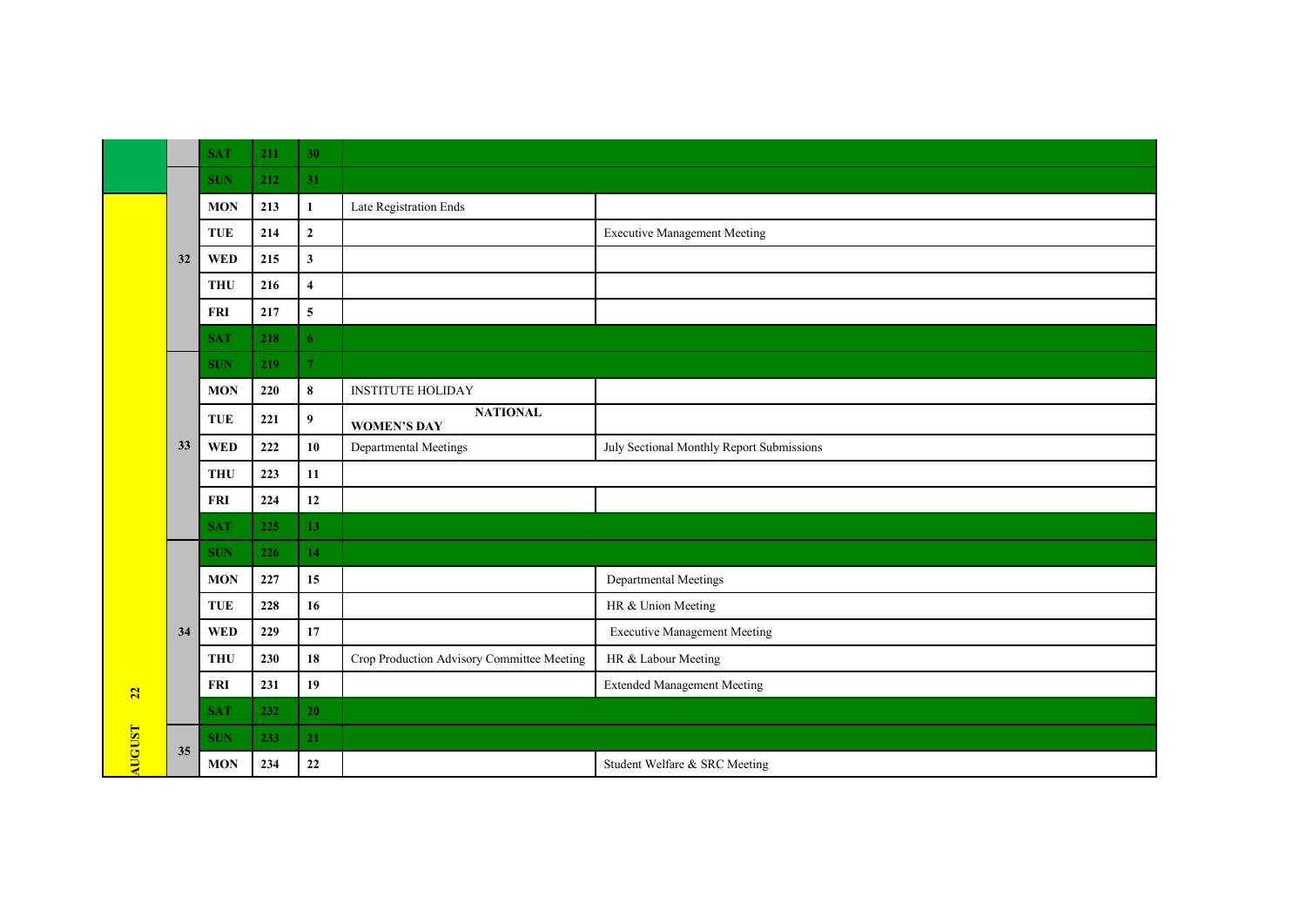| Month | Week | Day | Day of Year | Date | Event | Event |
|---|---|---|---|---|---|---|
| | | SAT | 211 | 30 | | |
| | | SUN | 212 | 31 | | |
| AUGUST 22 | 32 | MON | 213 | 1 | Late Registration Ends | |
| | | TUE | 214 | 2 | | Executive Management Meeting |
| | | WED | 215 | 3 | | |
| | | THU | 216 | 4 | | |
| | | FRI | 217 | 5 | | |
| | | SAT | 218 | 6 | | |
| | 33 | SUN | 219 | 7 | | |
| | | MON | 220 | 8 | INSTITUTE HOLIDAY | |
| | | TUE | 221 | 9 | **NATIONAL WOMEN'S DAY** | |
| | | WED | 222 | 10 | Departmental Meetings | July Sectional Monthly Report Submissions |
| | | THU | 223 | 11 | | |
| | | FRI | 224 | 12 | | |
| | | SAT | 225 | 13 | | |
| | 34 | SUN | 226 | 14 | | |
| | | MON | 227 | 15 | | Departmental Meetings |
| | | TUE | 228 | 16 | | HR & Union Meeting |
| | | WED | 229 | 17 | | Executive Management Meeting |
| | | THU | 230 | 18 | Crop Production Advisory Committee Meeting | HR & Labour Meeting |
| | | FRI | 231 | 19 | | Extended Management Meeting |
| | | SAT | 232 | 20 | | |
| | 35 | SUN | 233 | 21 | | |
| | | MON | 234 | 22 | | Student Welfare & SRC Meeting |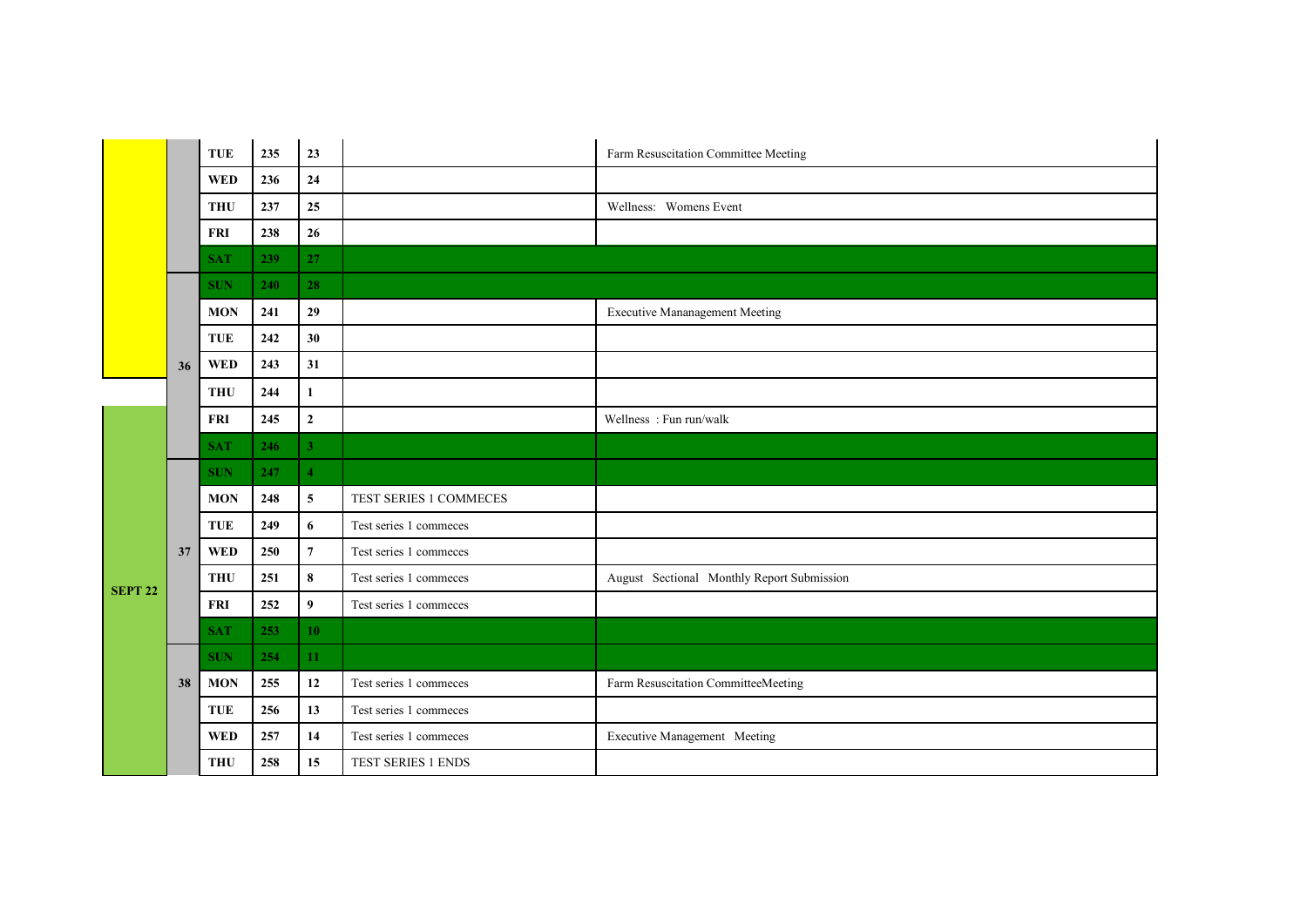| Month | Week | Day | Day of Year | Date | Academic | Events |
|---|---|---|---|---|---|---|
| | | TUE | 235 | 23 | | Farm Resuscitation Committee Meeting |
| | | WED | 236 | 24 | | |
| | | THU | 237 | 25 | | Wellness: Womens Event |
| | | FRI | 238 | 26 | | |
| | | SAT | 239 | 27 | | |
| | 36 | SUN | 240 | 28 | | |
| | 36 | MON | 241 | 29 | | Executive Manangement Meeting |
| | 36 | TUE | 242 | 30 | | |
| | 36 | WED | 243 | 31 | | |
| SEPT 22 | 36 | THU | 244 | 1 | | |
| SEPT 22 | 36 | FRI | 245 | 2 | | Wellness : Fun run/walk |
| SEPT 22 | 36 | SAT | 246 | 3 | | |
| SEPT 22 | 37 | SUN | 247 | 4 | | |
| SEPT 22 | 37 | MON | 248 | 5 | TEST SERIES 1 COMMECES | |
| SEPT 22 | 37 | TUE | 249 | 6 | Test series 1 commeces | |
| SEPT 22 | 37 | WED | 250 | 7 | Test series 1 commeces | |
| SEPT 22 | 37 | THU | 251 | 8 | Test series 1 commeces | August Sectional Monthly Report Submission |
| SEPT 22 | 37 | FRI | 252 | 9 | Test series 1 commeces | |
| SEPT 22 | 37 | SAT | 253 | 10 | | |
| SEPT 22 | 38 | SUN | 254 | 11 | | |
| SEPT 22 | 38 | MON | 255 | 12 | Test series 1 commeces | Farm Resuscitation CommitteeMeeting |
| SEPT 22 | 38 | TUE | 256 | 13 | Test series 1 commeces | |
| SEPT 22 | 38 | WED | 257 | 14 | Test series 1 commeces | Executive Management Meeting |
| SEPT 22 | 38 | THU | 258 | 15 | TEST SERIES 1 ENDS | |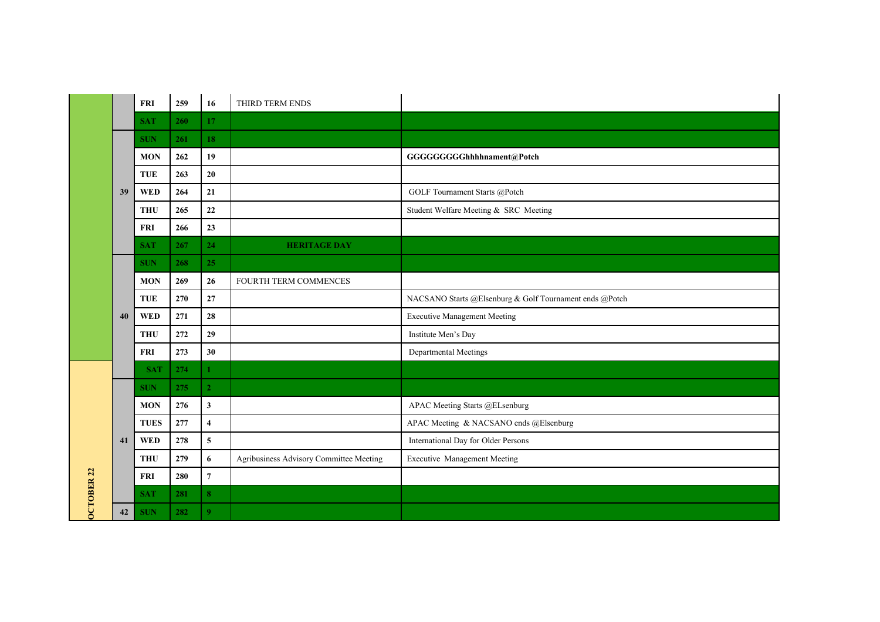| Month | Week | Day | Day No. | Date | Academic | Events |
|---|---|---|---|---|---|---|
| | | FRI | 259 | 16 | THIRD TERM ENDS | |
| | | SAT | 260 | 17 | | |
| | 39 | SUN | 261 | 18 | | |
| | | MON | 262 | 19 | | **GGGGGGGGGhhhhnament@Potch** |
| | | TUE | 263 | 20 | | |
| | | WED | 264 | 21 | | GOLF Tournament Starts @Potch |
| | | THU | 265 | 22 | | Student Welfare Meeting & SRC Meeting |
| | | FRI | 266 | 23 | | |
| | | SAT | 267 | 24 | **HERITAGE DAY** | |
| | 40 | SUN | 268 | 25 | | |
| | | MON | 269 | 26 | FOURTH TERM COMMENCES | |
| | | TUE | 270 | 27 | | NACSANO Starts @Elsenburg & Golf Tournament ends @Potch |
| | | WED | 271 | 28 | | Executive Management Meeting |
| | | THU | 272 | 29 | | Institute Men's Day |
| | | FRI | 273 | 30 | | Departmental Meetings |
| OCTOBER 22 | | SAT | 274 | 1 | | |
| | 41 | SUN | 275 | 2 | | |
| | | MON | 276 | 3 | | APAC Meeting Starts @ELsenburg |
| | | TUES | 277 | 4 | | APAC Meeting & NACSANO ends @Elsenburg |
| | | WED | 278 | 5 | | International Day for Older Persons |
| | | THU | 279 | 6 | Agribusiness Advisory Committee Meeting | Executive Management Meeting |
| | | FRI | 280 | 7 | | |
| | | SAT | 281 | 8 | | |
| | 42 | SUN | 282 | 9 | | |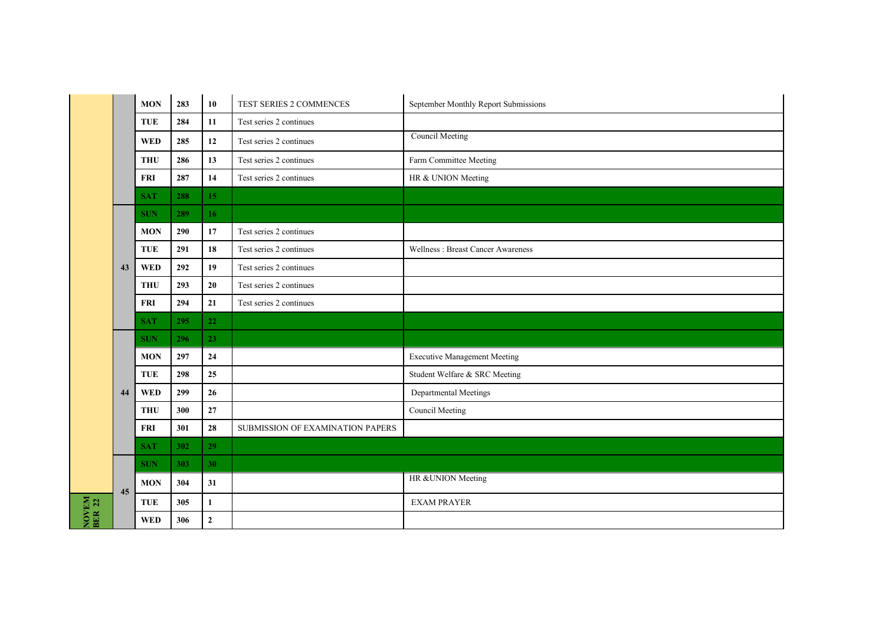| Month | Week | Day | Day of Year | Date | Academic | Events |
|---|---|---|---|---|---|---|
| | | MON | 283 | 10 | TEST SERIES 2 COMMENCES | September Monthly Report Submissions |
| | | TUE | 284 | 11 | Test series 2 continues | |
| | | WED | 285 | 12 | Test series 2 continues | Council Meeting |
| | | THU | 286 | 13 | Test series 2 continues | Farm Committee Meeting |
| | | FRI | 287 | 14 | Test series 2 continues | HR & UNION Meeting |
| | | SAT | 288 | 15 | | |
| | 43 | SUN | 289 | 16 | | |
| | 43 | MON | 290 | 17 | Test series 2 continues | |
| | 43 | TUE | 291 | 18 | Test series 2 continues | Wellness : Breast Cancer Awareness |
| | 43 | WED | 292 | 19 | Test series 2 continues | |
| | 43 | THU | 293 | 20 | Test series 2 continues | |
| | 43 | FRI | 294 | 21 | Test series 2 continues | |
| | 43 | SAT | 295 | 22 | | |
| | 44 | SUN | 296 | 23 | | |
| | 44 | MON | 297 | 24 | | Executive Management Meeting |
| | 44 | TUE | 298 | 25 | | Student Welfare & SRC Meeting |
| | 44 | WED | 299 | 26 | | Departmental Meetings |
| | 44 | THU | 300 | 27 | | Council Meeting |
| | 44 | FRI | 301 | 28 | SUBMISSION OF EXAMINATION PAPERS | |
| | 44 | SAT | 302 | 29 | | |
| | 45 | SUN | 303 | 30 | | |
| | 45 | MON | 304 | 31 | | HR &UNION Meeting |
| NOVEMBER 22 | 45 | TUE | 305 | 1 | | EXAM PRAYER |
| NOVEMBER 22 | 45 | WED | 306 | 2 | | |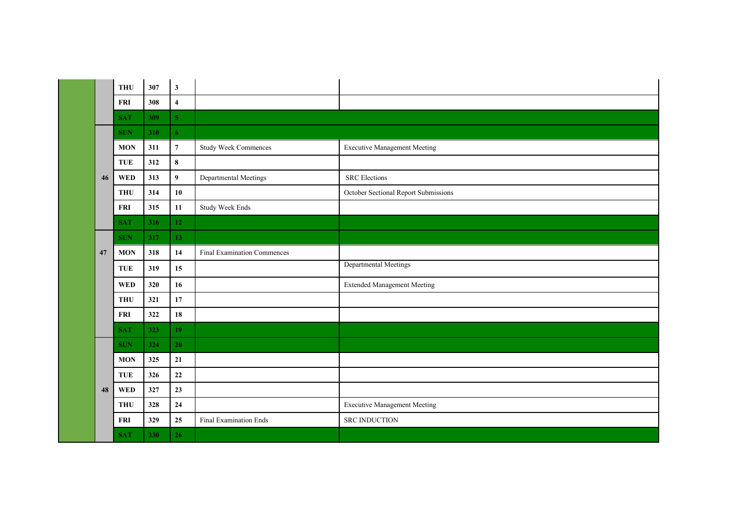| | Week | Day | Day of Year | Date | Academic | Administrative |
|---|---|---|---|---|---|---|
| | | THU | 307 | 3 | | |
| | | FRI | 308 | 4 | | |
| | | SAT | 309 | 5 | | |
| | 46 | SUN | 310 | 6 | | |
| | | MON | 311 | 7 | Study Week Commences | Executive Management Meeting |
| | | TUE | 312 | 8 | | |
| | | WED | 313 | 9 | Departmental Meetings | SRC Elections |
| | | THU | 314 | 10 | | October Sectional Report Submissions |
| | | FRI | 315 | 11 | Study Week Ends | |
| | | SAT | 316 | 12 | | |
| | 47 | SUN | 317 | 13 | | |
| | | MON | 318 | 14 | Final Examination Commences | |
| | | TUE | 319 | 15 | | Departmental Meetings |
| | | WED | 320 | 16 | | Extended Management Meeting |
| | | THU | 321 | 17 | | |
| | | FRI | 322 | 18 | | |
| | | SAT | 323 | 19 | | |
| | 48 | SUN | 324 | 20 | | |
| | | MON | 325 | 21 | | |
| | | TUE | 326 | 22 | | |
| | | WED | 327 | 23 | | |
| | | THU | 328 | 24 | | Executive Management Meeting |
| | | FRI | 329 | 25 | Final Examination Ends | SRC INDUCTION |
| | | SAT | 330 | 26 | | |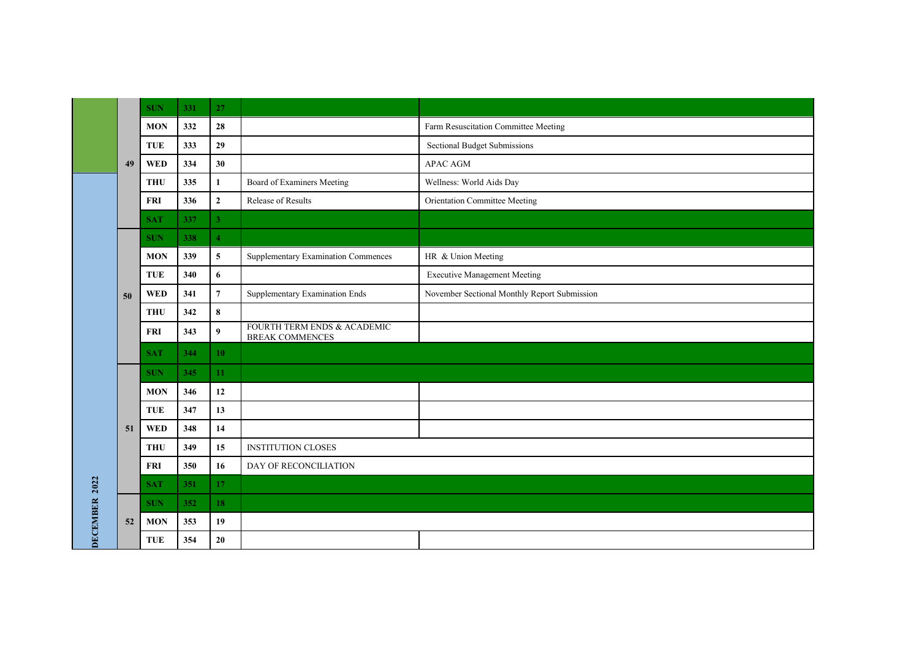| Month | Week | Day | Day No. | Date | Academic | Other |
|---|---|---|---|---|---|---|
| | 49 | SUN | 331 | 27 | | |
| | | MON | 332 | 28 | | Farm Resuscitation Committee Meeting |
| | | TUE | 333 | 29 | | Sectional Budget Submissions |
| | | WED | 334 | 30 | | APAC AGM |
| DECEMBER 2022 | | THU | 335 | 1 | Board of Examiners Meeting | Wellness: World Aids Day |
| | | FRI | 336 | 2 | Release of Results | Orientation Committee Meeting |
| | | SAT | 337 | 3 | | |
| | 50 | SUN | 338 | 4 | | |
| | | MON | 339 | 5 | Supplementary Examination Commences | HR & Union Meeting |
| | | TUE | 340 | 6 | | Executive Management Meeting |
| | | WED | 341 | 7 | Supplementary Examination Ends | November Sectional Monthly Report Submission |
| | | THU | 342 | 8 | | |
| | | FRI | 343 | 9 | FOURTH TERM ENDS & ACADEMIC BREAK COMMENCES | |
| | | SAT | 344 | 10 | | |
| | 51 | SUN | 345 | 11 | | |
| | | MON | 346 | 12 | | |
| | | TUE | 347 | 13 | | |
| | | WED | 348 | 14 | | |
| | | THU | 349 | 15 | INSTITUTION CLOSES | |
| | | FRI | 350 | 16 | DAY OF RECONCILIATION | |
| | | SAT | 351 | 17 | | |
| | 52 | SUN | 352 | 18 | | |
| | | MON | 353 | 19 | | |
| | | TUE | 354 | 20 | | |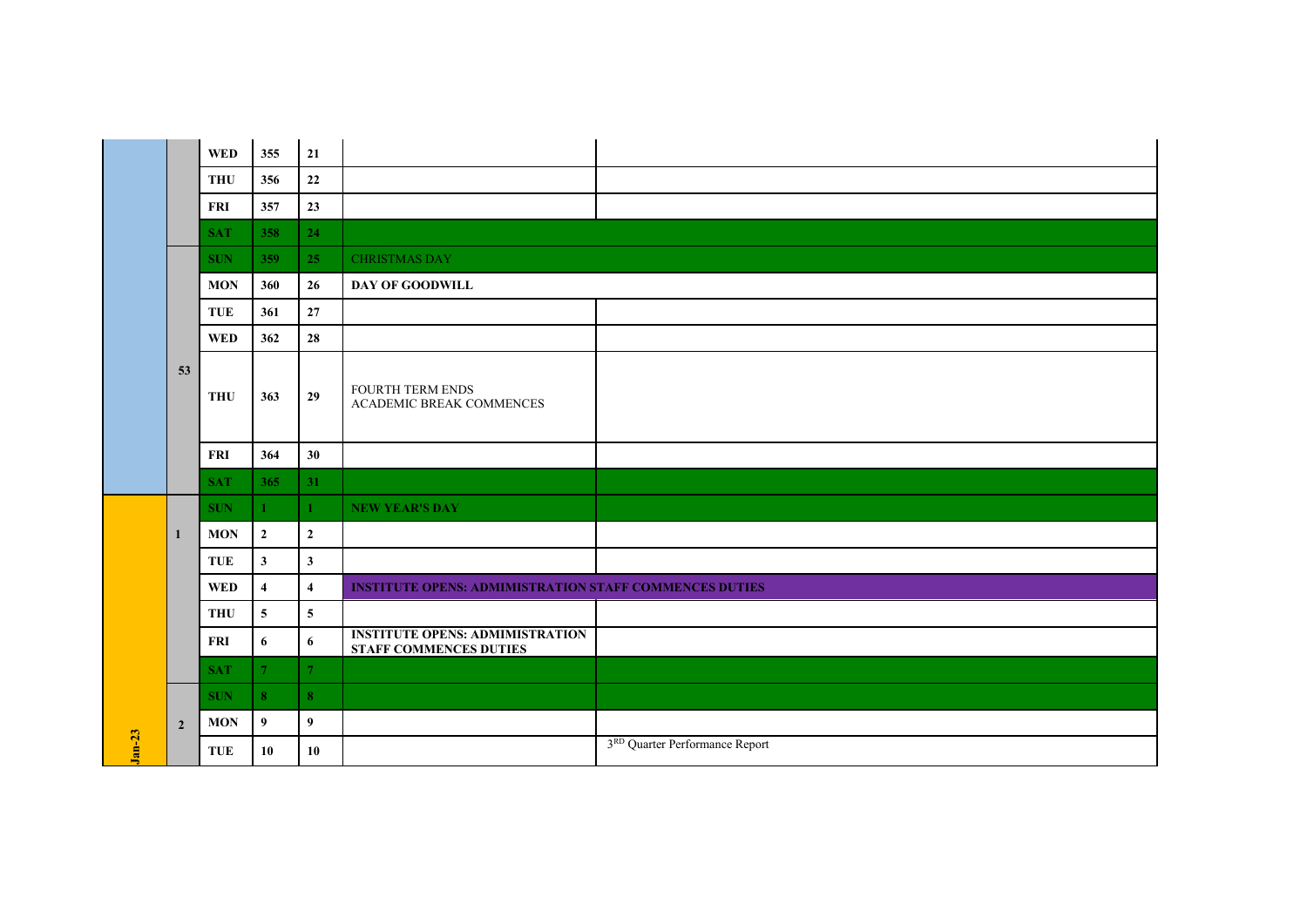| Month | Week | Day | Day of Year | Date | Event | Notes |
|---|---|---|---|---|---|---|
| | | WED | 355 | 21 | | |
| | | THU | 356 | 22 | | |
| | | FRI | 357 | 23 | | |
| | | SAT | 358 | 24 | | |
| | 53 | SUN | 359 | 25 | CHRISTMAS DAY | |
| | | MON | 360 | 26 | **DAY OF GOODWILL** | |
| | | TUE | 361 | 27 | | |
| | | WED | 362 | 28 | | |
| | | THU | 363 | 29 | FOURTH TERM ENDS<br>ACADEMIC BREAK COMMENCES | |
| | | FRI | 364 | 30 | | |
| | | SAT | 365 | 31 | | |
| Jan-23 | 1 | SUN | 1 | 1 | **NEW YEAR'S DAY** | |
| | | MON | 2 | 2 | | |
| | | TUE | 3 | 3 | | |
| | | WED | 4 | 4 | **INSTITUTE OPENS: ADMIMISTRATION STAFF COMMENCES DUTIES** | |
| | | THU | 5 | 5 | | |
| | | FRI | 6 | 6 | **INSTITUTE OPENS: ADMIMISTRATION STAFF COMMENCES DUTIES** | |
| | | SAT | 7 | 7 | | |
| | 2 | SUN | 8 | 8 | | |
| | | MON | 9 | 9 | | |
| | | TUE | 10 | 10 | | 3RD Quarter Performance Report |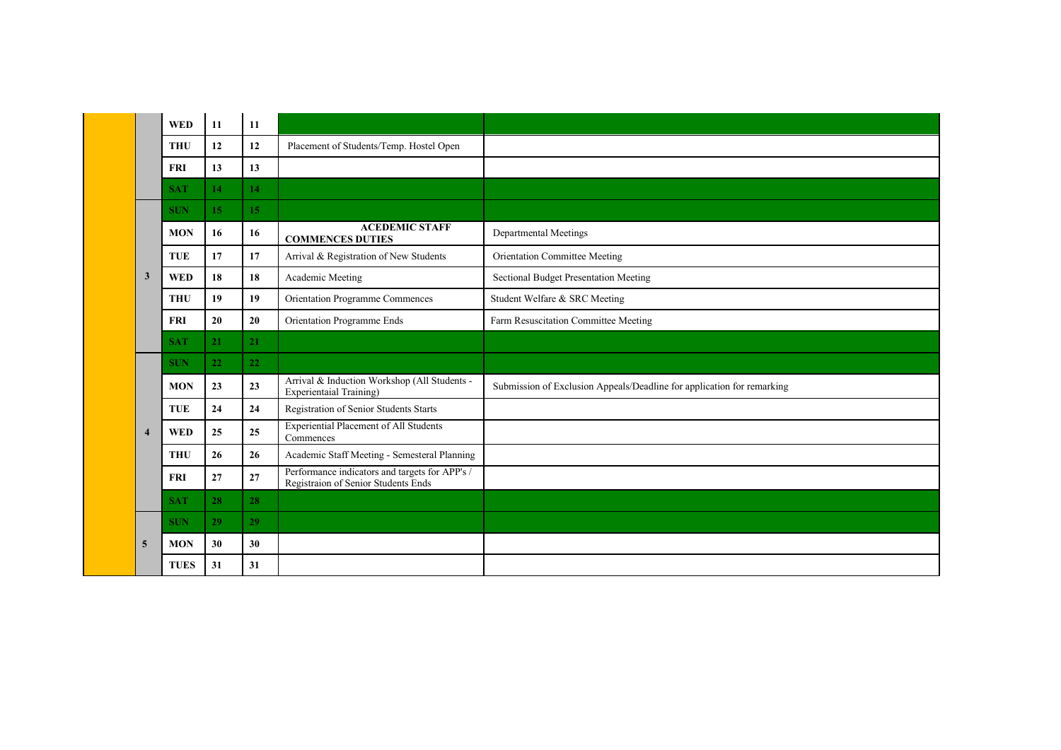| | | | | | | |
|---|---|---|---|---|---|---|
| | | WED | 11 | 11 | | |
| | | THU | 12 | 12 | Placement of Students/Temp. Hostel Open | |
| | | FRI | 13 | 13 | | |
| | | SAT | 14 | 14 | | |
| | 3 | SUN | 15 | 15 | | |
| | | MON | 16 | 16 | **ACEDEMIC STAFF COMMENCES DUTIES** | Departmental Meetings |
| | | TUE | 17 | 17 | Arrival & Registration of New Students | Orientation Committee Meeting |
| | | WED | 18 | 18 | Academic Meeting | Sectional Budget Presentation Meeting |
| | | THU | 19 | 19 | Orientation Programme Commences | Student Welfare & SRC Meeting |
| | | FRI | 20 | 20 | Orientation Programme Ends | Farm Resuscitation Committee Meeting |
| | | SAT | 21 | 21 | | |
| | 4 | SUN | 22 | 22 | | |
| | | MON | 23 | 23 | Arrival & Induction Workshop (All Students - Experientaial Training) | Submission of Exclusion Appeals/Deadline for application for remarking |
| | | TUE | 24 | 24 | Registration of Senior Students Starts | |
| | | WED | 25 | 25 | Experiential Placement of All Students Commences | |
| | | THU | 26 | 26 | Academic Staff Meeting - Semesteral Planning | |
| | | FRI | 27 | 27 | Performance indicators and targets for APP's / Registraion of Senior Students Ends | |
| | | SAT | 28 | 28 | | |
| | 5 | SUN | 29 | 29 | | |
| | | MON | 30 | 30 | | |
| | | TUES | 31 | 31 | | |